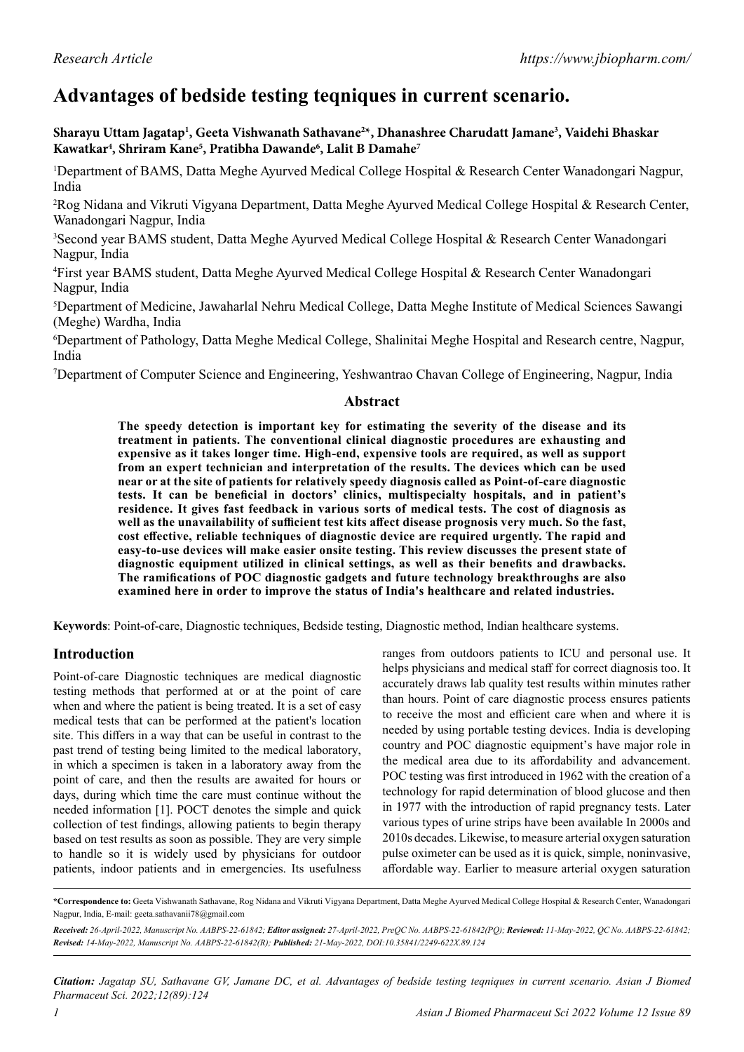# Advantages of bedside testing teqniques in current scenario.

**Sharayu Uttam Jagatap[1], Geeta Vishwanath Sathavane[2]*, Dhanashree Charudatt Jamane[3], Vaidehi Bhaskar Kawatkar[4], Shriram Kane[5], Pratibha Dawande[6], Lalit B Damahe[7]**

[1]Department of BAMS, Datta Meghe Ayurved Medical College Hospital & Research Center Wanadongari Nagpur, India

[2]Rog Nidana and Vikruti Vigyana Department, Datta Meghe Ayurved Medical College Hospital & Research Center, Wanadongari Nagpur, India

[3]Second year BAMS student, Datta Meghe Ayurved Medical College Hospital & Research Center Wanadongari Nagpur, India

[4]First year BAMS student, Datta Meghe Ayurved Medical College Hospital & Research Center Wanadongari Nagpur, India

[5]Department of Medicine, Jawaharlal Nehru Medical College, Datta Meghe Institute of Medical Sciences Sawangi (Meghe) Wardha, India

[6]Department of Pathology, Datta Meghe Medical College, Shalinitai Meghe Hospital and Research centre, Nagpur, India

[7]Department of Computer Science and Engineering, Yeshwantrao Chavan College of Engineering, Nagpur, India

## Abstract

**The speedy detection is important key for estimating the severity of the disease and its treatment in patients. The conventional clinical diagnostic procedures are exhausting and expensive as it takes longer time. High-end, expensive tools are required, as well as support from an expert technician and interpretation of the results. The devices which can be used near or at the site of patients for relatively speedy diagnosis called as Point-of-care diagnostic tests. It can be beneficial in doctors' clinics, multispecialty hospitals, and in patient's residence. It gives fast feedback in various sorts of medical tests. The cost of diagnosis as well as the unavailability of sufficient test kits affect disease prognosis very much. So the fast, cost effective, reliable techniques of diagnostic device are required urgently. The rapid and easy-to-use devices will make easier onsite testing. This review discusses the present state of diagnostic equipment utilized in clinical settings, as well as their benefits and drawbacks. The ramifications of POC diagnostic gadgets and future technology breakthroughs are also examined here in order to improve the status of India's healthcare and related industries.**

**Keywords**: Point-of-care, Diagnostic techniques, Bedside testing, Diagnostic method, Indian healthcare systems.

## Introduction

Point-of-care Diagnostic techniques are medical diagnostic testing methods that performed at or at the point of care when and where the patient is being treated. It is a set of easy medical tests that can be performed at the patient's location site. This differs in a way that can be useful in contrast to the past trend of testing being limited to the medical laboratory, in which a specimen is taken in a laboratory away from the point of care, and then the results are awaited for hours or days, during which time the care must continue without the needed information [1]. POCT denotes the simple and quick collection of test findings, allowing patients to begin therapy based on test results as soon as possible. They are very simple to handle so it is widely used by physicians for outdoor patients, indoor patients and in emergencies. Its usefulness ranges from outdoors patients to ICU and personal use. It helps physicians and medical staff for correct diagnosis too. It accurately draws lab quality test results within minutes rather than hours. Point of care diagnostic process ensures patients to receive the most and efficient care when and where it is needed by using portable testing devices. India is developing country and POC diagnostic equipment's have major role in the medical area due to its affordability and advancement. POC testing was first introduced in 1962 with the creation of a technology for rapid determination of blood glucose and then in 1977 with the introduction of rapid pregnancy tests. Later various types of urine strips have been available In 2000s and 2010s decades. Likewise, to measure arterial oxygen saturation pulse oximeter can be used as it is quick, simple, noninvasive, affordable way. Earlier to measure arterial oxygen saturation

**\*Correspondence to:** Geeta Vishwanath Sathavane, Rog Nidana and Vikruti Vigyana Department, Datta Meghe Ayurved Medical College Hospital & Research Center, Wanadongari Nagpur, India, E-mail: geeta.sathavanii78@gmail.com

***Received:** 26-April-2022, Manuscript No. AABPS-22-61842; **Editor assigned:** 27-April-2022, PreQC No. AABPS-22-61842(PQ); **Reviewed:** 11-May-2022, QC No. AABPS-22-61842; **Revised:** 14-May-2022, Manuscript No. AABPS-22-61842(R); **Published:** 21-May-2022, DOI:10.35841/2249-622X.89.124*

***Citation:** Jagatap SU, Sathavane GV, Jamane DC, et al. Advantages of bedside testing teqniques in current scenario. Asian J Biomed Pharmaceut Sci. 2022;12(89):124*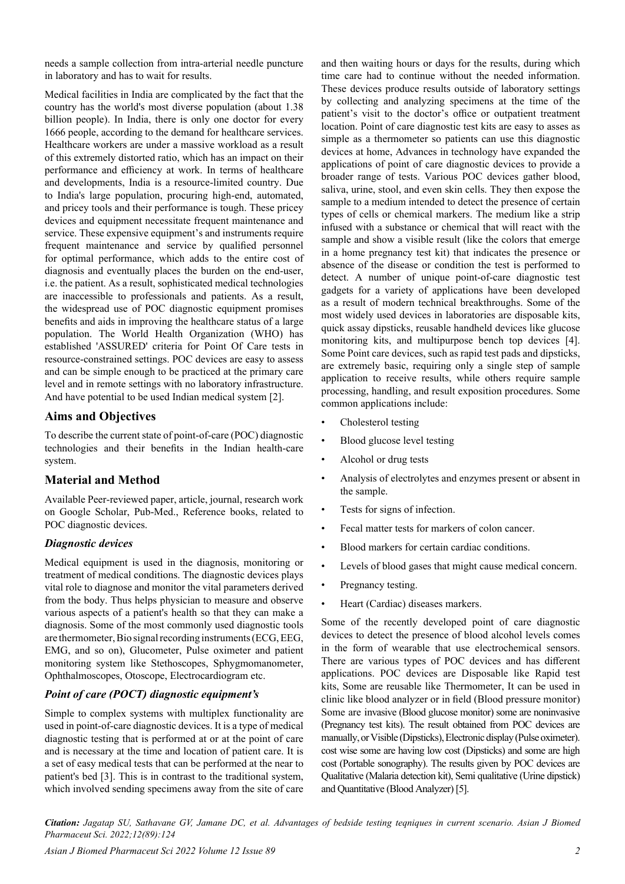needs a sample collection from intra-arterial needle puncture in laboratory and has to wait for results.

Medical facilities in India are complicated by the fact that the country has the world's most diverse population (about 1.38 billion people). In India, there is only one doctor for every 1666 people, according to the demand for healthcare services. Healthcare workers are under a massive workload as a result of this extremely distorted ratio, which has an impact on their performance and efficiency at work. In terms of healthcare and developments, India is a resource-limited country. Due to India's large population, procuring high-end, automated, and pricey tools and their performance is tough. These pricey devices and equipment necessitate frequent maintenance and service. These expensive equipment's and instruments require frequent maintenance and service by qualified personnel for optimal performance, which adds to the entire cost of diagnosis and eventually places the burden on the end-user, i.e. the patient. As a result, sophisticated medical technologies are inaccessible to professionals and patients. As a result, the widespread use of POC diagnostic equipment promises benefits and aids in improving the healthcare status of a large population. The World Health Organization (WHO) has established 'ASSURED' criteria for Point Of Care tests in resource-constrained settings. POC devices are easy to assess and can be simple enough to be practiced at the primary care level and in remote settings with no laboratory infrastructure. And have potential to be used Indian medical system [2].

## Aims and Objectives

To describe the current state of point-of-care (POC) diagnostic technologies and their benefits in the Indian health-care system.

## Material and Method

Available Peer-reviewed paper, article, journal, research work on Google Scholar, Pub-Med., Reference books, related to POC diagnostic devices.

### *Diagnostic devices*

Medical equipment is used in the diagnosis, monitoring or treatment of medical conditions. The diagnostic devices plays vital role to diagnose and monitor the vital parameters derived from the body. Thus helps physician to measure and observe various aspects of a patient's health so that they can make a diagnosis. Some of the most commonly used diagnostic tools are thermometer, Bio signal recording instruments (ECG, EEG, EMG, and so on), Glucometer, Pulse oximeter and patient monitoring system like Stethoscopes, Sphygmomanometer, Ophthalmoscopes, Otoscope, Electrocardiogram etc.

### *Point of care (POCT) diagnostic equipment's*

Simple to complex systems with multiplex functionality are used in point-of-care diagnostic devices. It is a type of medical diagnostic testing that is performed at or at the point of care and is necessary at the time and location of patient care. It is a set of easy medical tests that can be performed at the near to patient's bed [3]. This is in contrast to the traditional system, which involved sending specimens away from the site of care and then waiting hours or days for the results, during which time care had to continue without the needed information. These devices produce results outside of laboratory settings by collecting and analyzing specimens at the time of the patient's visit to the doctor's office or outpatient treatment location. Point of care diagnostic test kits are easy to asses as simple as a thermometer so patients can use this diagnostic devices at home, Advances in technology have expanded the applications of point of care diagnostic devices to provide a broader range of tests. Various POC devices gather blood, saliva, urine, stool, and even skin cells. They then expose the sample to a medium intended to detect the presence of certain types of cells or chemical markers. The medium like a strip infused with a substance or chemical that will react with the sample and show a visible result (like the colors that emerge in a home pregnancy test kit) that indicates the presence or absence of the disease or condition the test is performed to detect. A number of unique point-of-care diagnostic test gadgets for a variety of applications have been developed as a result of modern technical breakthroughs. Some of the most widely used devices in laboratories are disposable kits, quick assay dipsticks, reusable handheld devices like glucose monitoring kits, and multipurpose bench top devices [4]. Some Point care devices, such as rapid test pads and dipsticks, are extremely basic, requiring only a single step of sample application to receive results, while others require sample processing, handling, and result exposition procedures. Some common applications include:

- Cholesterol testing
- Blood glucose level testing
- Alcohol or drug tests
- Analysis of electrolytes and enzymes present or absent in the sample.
- Tests for signs of infection.
- Fecal matter tests for markers of colon cancer.
- Blood markers for certain cardiac conditions.
- Levels of blood gases that might cause medical concern.
- Pregnancy testing.
- Heart (Cardiac) diseases markers.

Some of the recently developed point of care diagnostic devices to detect the presence of blood alcohol levels comes in the form of wearable that use electrochemical sensors. There are various types of POC devices and has different applications. POC devices are Disposable like Rapid test kits, Some are reusable like Thermometer, It can be used in clinic like blood analyzer or in field (Blood pressure monitor) Some are invasive (Blood glucose monitor) some are noninvasive (Pregnancy test kits). The result obtained from POC devices are manually, or Visible (Dipsticks), Electronic display (Pulse oximeter). cost wise some are having low cost (Dipsticks) and some are high cost (Portable sonography). The results given by POC devices are Qualitative (Malaria detection kit), Semi qualitative (Urine dipstick) and Quantitative (Blood Analyzer) [5].

***Citation:*** *Jagatap SU, Sathavane GV, Jamane DC, et al. Advantages of bedside testing teqniques in current scenario. Asian J Biomed Pharmaceut Sci. 2022;12(89):124*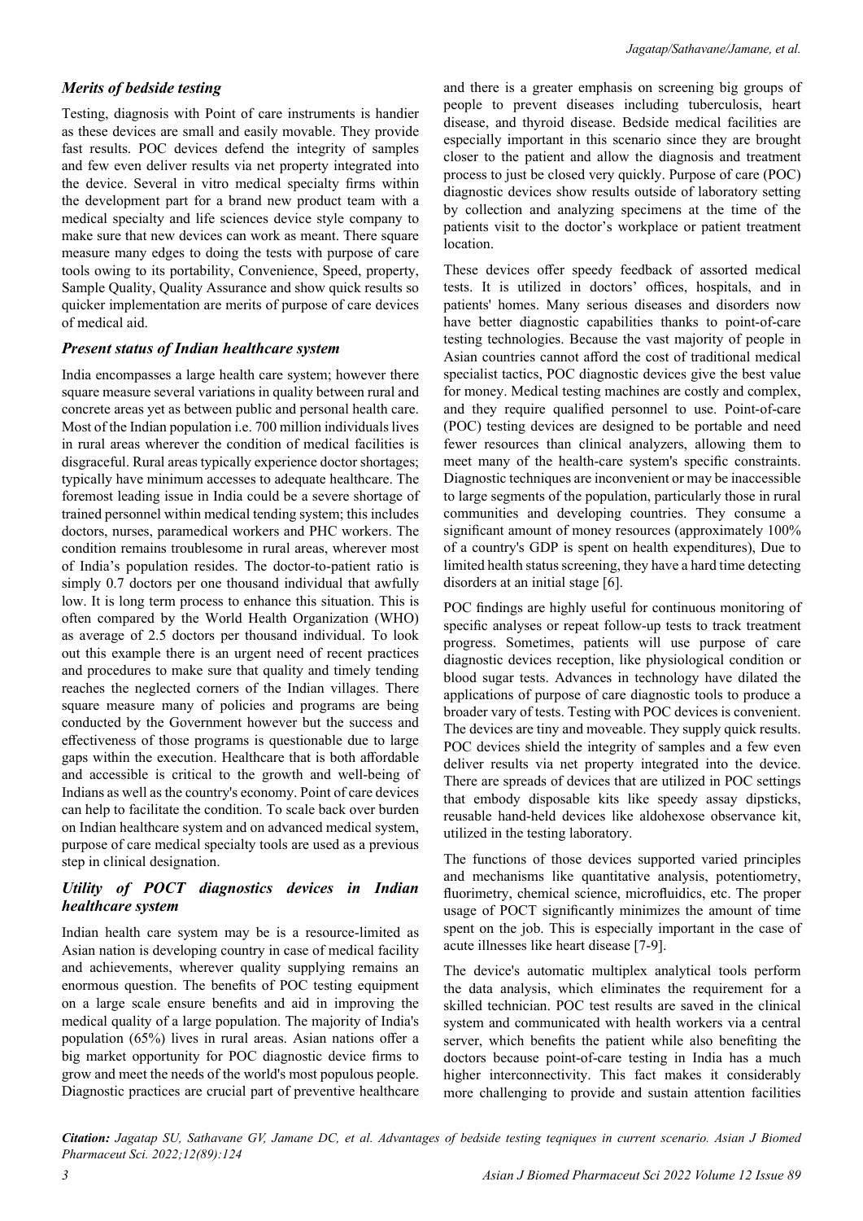### Merits of bedside testing

Testing, diagnosis with Point of care instruments is handier as these devices are small and easily movable. They provide fast results. POC devices defend the integrity of samples and few even deliver results via net property integrated into the device. Several in vitro medical specialty firms within the development part for a brand new product team with a medical specialty and life sciences device style company to make sure that new devices can work as meant. There square measure many edges to doing the tests with purpose of care tools owing to its portability, Convenience, Speed, property, Sample Quality, Quality Assurance and show quick results so quicker implementation are merits of purpose of care devices of medical aid.

### Present status of Indian healthcare system

India encompasses a large health care system; however there square measure several variations in quality between rural and concrete areas yet as between public and personal health care. Most of the Indian population i.e. 700 million individuals lives in rural areas wherever the condition of medical facilities is disgraceful. Rural areas typically experience doctor shortages; typically have minimum accesses to adequate healthcare. The foremost leading issue in India could be a severe shortage of trained personnel within medical tending system; this includes doctors, nurses, paramedical workers and PHC workers. The condition remains troublesome in rural areas, wherever most of India's population resides. The doctor-to-patient ratio is simply 0.7 doctors per one thousand individual that awfully low. It is long term process to enhance this situation. This is often compared by the World Health Organization (WHO) as average of 2.5 doctors per thousand individual. To look out this example there is an urgent need of recent practices and procedures to make sure that quality and timely tending reaches the neglected corners of the Indian villages. There square measure many of policies and programs are being conducted by the Government however but the success and effectiveness of those programs is questionable due to large gaps within the execution. Healthcare that is both affordable and accessible is critical to the growth and well-being of Indians as well as the country's economy. Point of care devices can help to facilitate the condition. To scale back over burden on Indian healthcare system and on advanced medical system, purpose of care medical specialty tools are used as a previous step in clinical designation.

### Utility of POCT diagnostics devices in Indian healthcare system

Indian health care system may be is a resource-limited as Asian nation is developing country in case of medical facility and achievements, wherever quality supplying remains an enormous question. The benefits of POC testing equipment on a large scale ensure benefits and aid in improving the medical quality of a large population. The majority of India's population (65%) lives in rural areas. Asian nations offer a big market opportunity for POC diagnostic device firms to grow and meet the needs of the world's most populous people. Diagnostic practices are crucial part of preventive healthcare and there is a greater emphasis on screening big groups of people to prevent diseases including tuberculosis, heart disease, and thyroid disease. Bedside medical facilities are especially important in this scenario since they are brought closer to the patient and allow the diagnosis and treatment process to just be closed very quickly. Purpose of care (POC) diagnostic devices show results outside of laboratory setting by collection and analyzing specimens at the time of the patients visit to the doctor's workplace or patient treatment location.

These devices offer speedy feedback of assorted medical tests. It is utilized in doctors' offices, hospitals, and in patients' homes. Many serious diseases and disorders now have better diagnostic capabilities thanks to point-of-care testing technologies. Because the vast majority of people in Asian countries cannot afford the cost of traditional medical specialist tactics, POC diagnostic devices give the best value for money. Medical testing machines are costly and complex, and they require qualified personnel to use. Point-of-care (POC) testing devices are designed to be portable and need fewer resources than clinical analyzers, allowing them to meet many of the health-care system's specific constraints. Diagnostic techniques are inconvenient or may be inaccessible to large segments of the population, particularly those in rural communities and developing countries. They consume a significant amount of money resources (approximately 100% of a country's GDP is spent on health expenditures), Due to limited health status screening, they have a hard time detecting disorders at an initial stage [6].

POC findings are highly useful for continuous monitoring of specific analyses or repeat follow-up tests to track treatment progress. Sometimes, patients will use purpose of care diagnostic devices reception, like physiological condition or blood sugar tests. Advances in technology have dilated the applications of purpose of care diagnostic tools to produce a broader vary of tests. Testing with POC devices is convenient. The devices are tiny and moveable. They supply quick results. POC devices shield the integrity of samples and a few even deliver results via net property integrated into the device. There are spreads of devices that are utilized in POC settings that embody disposable kits like speedy assay dipsticks, reusable hand-held devices like aldohexose observance kit, utilized in the testing laboratory.

The functions of those devices supported varied principles and mechanisms like quantitative analysis, potentiometry, fluorimetry, chemical science, microfluidics, etc. The proper usage of POCT significantly minimizes the amount of time spent on the job. This is especially important in the case of acute illnesses like heart disease [7-9].

The device's automatic multiplex analytical tools perform the data analysis, which eliminates the requirement for a skilled technician. POC test results are saved in the clinical system and communicated with health workers via a central server, which benefits the patient while also benefiting the doctors because point-of-care testing in India has a much higher interconnectivity. This fact makes it considerably more challenging to provide and sustain attention facilities

*Citation: Jagatap SU, Sathavane GV, Jamane DC, et al. Advantages of bedside testing teqniques in current scenario. Asian J Biomed Pharmaceut Sci. 2022;12(89):124*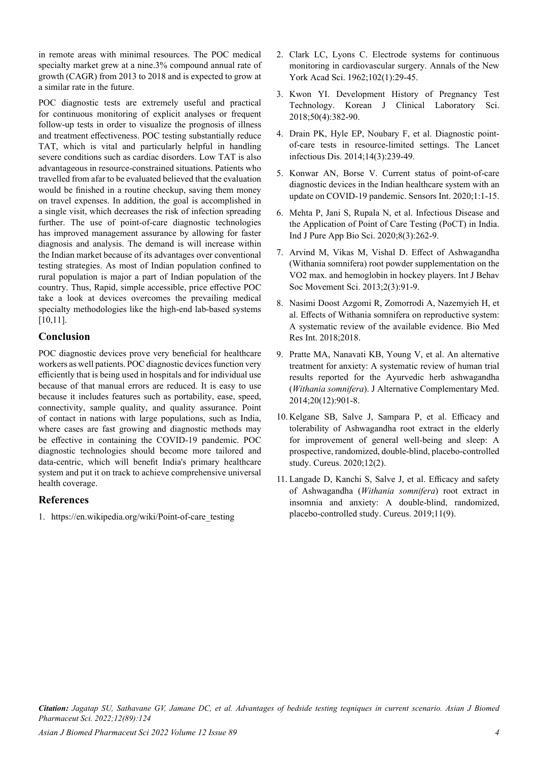in remote areas with minimal resources. The POC medical specialty market grew at a nine.3% compound annual rate of growth (CAGR) from 2013 to 2018 and is expected to grow at a similar rate in the future.

POC diagnostic tests are extremely useful and practical for continuous monitoring of explicit analyses or frequent follow-up tests in order to visualize the prognosis of illness and treatment effectiveness. POC testing substantially reduce TAT, which is vital and particularly helpful in handling severe conditions such as cardiac disorders. Low TAT is also advantageous in resource-constrained situations. Patients who travelled from afar to be evaluated believed that the evaluation would be finished in a routine checkup, saving them money on travel expenses. In addition, the goal is accomplished in a single visit, which decreases the risk of infection spreading further. The use of point-of-care diagnostic technologies has improved management assurance by allowing for faster diagnosis and analysis. The demand is will increase within the Indian market because of its advantages over conventional testing strategies. As most of Indian population confined to rural population is major a part of Indian population of the country. Thus, Rapid, simple accessible, price effective POC take a look at devices overcomes the prevailing medical specialty methodologies like the high-end lab-based systems [10,11].

## Conclusion

POC diagnostic devices prove very beneficial for healthcare workers as well patients. POC diagnostic devices function very efficiently that is being used in hospitals and for individual use because of that manual errors are reduced. It is easy to use because it includes features such as portability, ease, speed, connectivity, sample quality, and quality assurance. Point of contact in nations with large populations, such as India, where cases are fast growing and diagnostic methods may be effective in containing the COVID-19 pandemic. POC diagnostic technologies should become more tailored and data-centric, which will benefit India's primary healthcare system and put it on track to achieve comprehensive universal health coverage.

## References

1. https://en.wikipedia.org/wiki/Point-of-care_testing
2. Clark LC, Lyons C. Electrode systems for continuous monitoring in cardiovascular surgery. Annals of the New York Acad Sci. 1962;102(1):29-45.
3. Kwon YI. Development History of Pregnancy Test Technology. Korean J Clinical Laboratory Sci. 2018;50(4):382-90.
4. Drain PK, Hyle EP, Noubary F, et al. Diagnostic point-of-care tests in resource-limited settings. The Lancet infectious Dis. 2014;14(3):239-49.
5. Konwar AN, Borse V. Current status of point-of-care diagnostic devices in the Indian healthcare system with an update on COVID-19 pandemic. Sensors Int. 2020;1:1-15.
6. Mehta P, Jani S, Rupala N, et al. Infectious Disease and the Application of Point of Care Testing (PoCT) in India. Ind J Pure App Bio Sci. 2020;8(3):262-9.
7. Arvind M, Vikas M, Vishal D. Effect of Ashwagandha (Withania somnifera) root powder supplementation on the VO2 max. and hemoglobin in hockey players. Int J Behav Soc Movement Sci. 2013;2(3):91-9.
8. Nasimi Doost Azgomi R, Zomorrodi A, Nazemyieh H, et al. Effects of Withania somnifera on reproductive system: A systematic review of the available evidence. Bio Med Res Int. 2018;2018.
9. Pratte MA, Nanavati KB, Young V, et al. An alternative treatment for anxiety: A systematic review of human trial results reported for the Ayurvedic herb ashwagandha (*Withania somnifera*). J Alternative Complementary Med. 2014;20(12):901-8.
10. Kelgane SB, Salve J, Sampara P, et al. Efficacy and tolerability of Ashwagandha root extract in the elderly for improvement of general well-being and sleep: A prospective, randomized, double-blind, placebo-controlled study. Cureus. 2020;12(2).
11. Langade D, Kanchi S, Salve J, et al. Efficacy and safety of Ashwagandha (*Withania somnifera*) root extract in insomnia and anxiety: A double-blind, randomized, placebo-controlled study. Cureus. 2019;11(9).

***Citation:*** *Jagatap SU, Sathavane GV, Jamane DC, et al. Advantages of bedside testing teqniques in current scenario. Asian J Biomed Pharmaceut Sci. 2022;12(89):124*